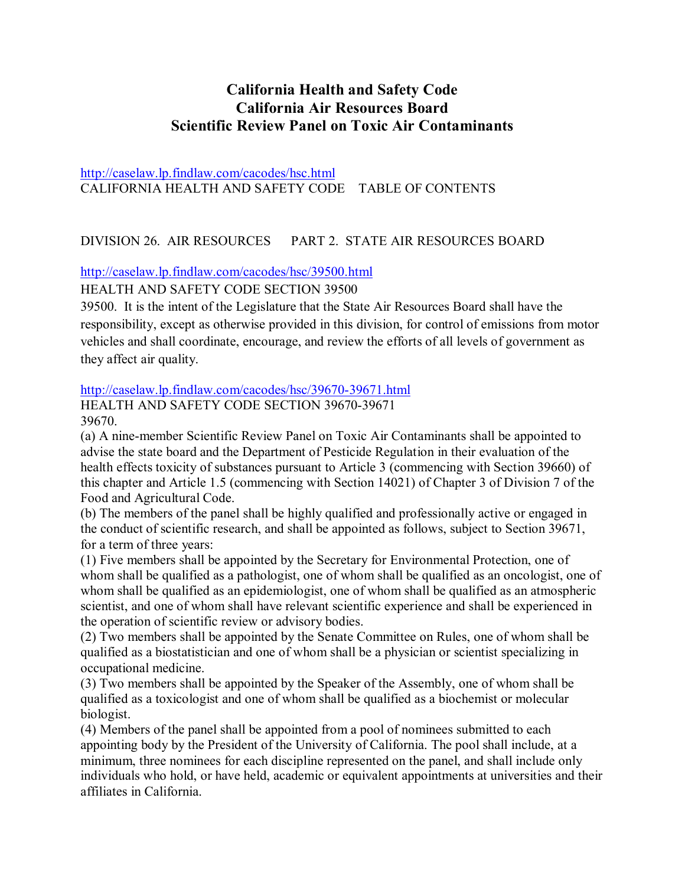# California Health and Safety Code
# California Air Resources Board
# Scientific Review Panel on Toxic Air Contaminants

http://caselaw.lp.findlaw.com/cacodes/hsc.html
CALIFORNIA HEALTH AND SAFETY CODE TABLE OF CONTENTS

DIVISION 26. AIR RESOURCES PART 2. STATE AIR RESOURCES BOARD

http://caselaw.lp.findlaw.com/cacodes/hsc/39500.html
HEALTH AND SAFETY CODE SECTION 39500

39500. It is the intent of the Legislature that the State Air Resources Board shall have the responsibility, except as otherwise provided in this division, for control of emissions from motor vehicles and shall coordinate, encourage, and review the efforts of all levels of government as they affect air quality.

http://caselaw.lp.findlaw.com/cacodes/hsc/39670-39671.html
HEALTH AND SAFETY CODE SECTION 39670-39671

39670.

(a) A nine-member Scientific Review Panel on Toxic Air Contaminants shall be appointed to advise the state board and the Department of Pesticide Regulation in their evaluation of the health effects toxicity of substances pursuant to Article 3 (commencing with Section 39660) of this chapter and Article 1.5 (commencing with Section 14021) of Chapter 3 of Division 7 of the Food and Agricultural Code.

(b) The members of the panel shall be highly qualified and professionally active or engaged in the conduct of scientific research, and shall be appointed as follows, subject to Section 39671, for a term of three years:

(1) Five members shall be appointed by the Secretary for Environmental Protection, one of whom shall be qualified as a pathologist, one of whom shall be qualified as an oncologist, one of whom shall be qualified as an epidemiologist, one of whom shall be qualified as an atmospheric scientist, and one of whom shall have relevant scientific experience and shall be experienced in the operation of scientific review or advisory bodies.

(2) Two members shall be appointed by the Senate Committee on Rules, one of whom shall be qualified as a biostatistician and one of whom shall be a physician or scientist specializing in occupational medicine.

(3) Two members shall be appointed by the Speaker of the Assembly, one of whom shall be qualified as a toxicologist and one of whom shall be qualified as a biochemist or molecular biologist.

(4) Members of the panel shall be appointed from a pool of nominees submitted to each appointing body by the President of the University of California. The pool shall include, at a minimum, three nominees for each discipline represented on the panel, and shall include only individuals who hold, or have held, academic or equivalent appointments at universities and their affiliates in California.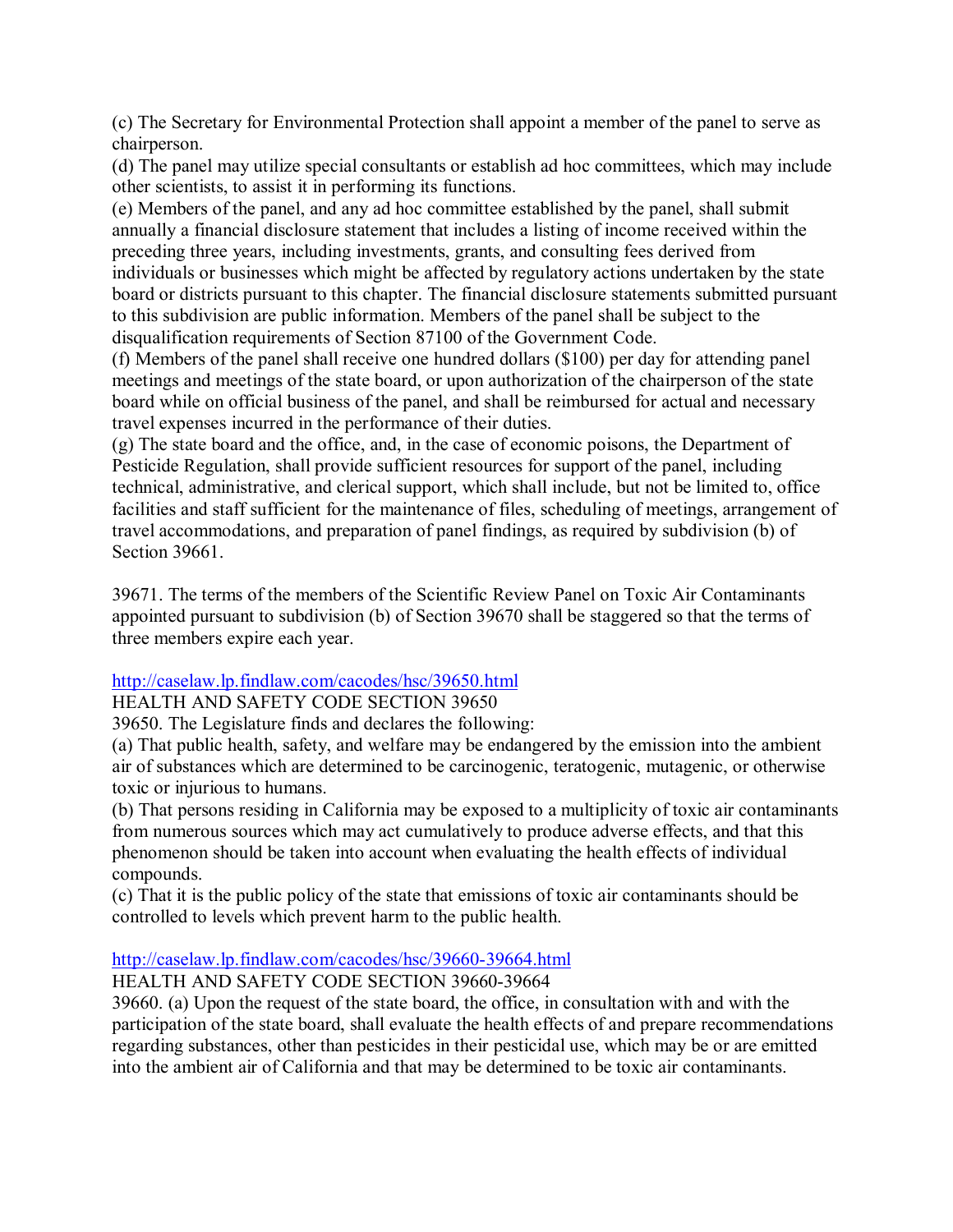(c) The Secretary for Environmental Protection shall appoint a member of the panel to serve as chairperson.
(d) The panel may utilize special consultants or establish ad hoc committees, which may include other scientists, to assist it in performing its functions.
(e) Members of the panel, and any ad hoc committee established by the panel, shall submit annually a financial disclosure statement that includes a listing of income received within the preceding three years, including investments, grants, and consulting fees derived from individuals or businesses which might be affected by regulatory actions undertaken by the state board or districts pursuant to this chapter. The financial disclosure statements submitted pursuant to this subdivision are public information. Members of the panel shall be subject to the disqualification requirements of Section 87100 of the Government Code.
(f) Members of the panel shall receive one hundred dollars ($100) per day for attending panel meetings and meetings of the state board, or upon authorization of the chairperson of the state board while on official business of the panel, and shall be reimbursed for actual and necessary travel expenses incurred in the performance of their duties.
(g) The state board and the office, and, in the case of economic poisons, the Department of Pesticide Regulation, shall provide sufficient resources for support of the panel, including technical, administrative, and clerical support, which shall include, but not be limited to, office facilities and staff sufficient for the maintenance of files, scheduling of meetings, arrangement of travel accommodations, and preparation of panel findings, as required by subdivision (b) of Section 39661.

39671. The terms of the members of the Scientific Review Panel on Toxic Air Contaminants appointed pursuant to subdivision (b) of Section 39670 shall be staggered so that the terms of three members expire each year.

http://caselaw.lp.findlaw.com/cacodes/hsc/39650.html
HEALTH AND SAFETY CODE SECTION 39650
39650. The Legislature finds and declares the following:
(a) That public health, safety, and welfare may be endangered by the emission into the ambient air of substances which are determined to be carcinogenic, teratogenic, mutagenic, or otherwise toxic or injurious to humans.
(b) That persons residing in California may be exposed to a multiplicity of toxic air contaminants from numerous sources which may act cumulatively to produce adverse effects, and that this phenomenon should be taken into account when evaluating the health effects of individual compounds.
(c) That it is the public policy of the state that emissions of toxic air contaminants should be controlled to levels which prevent harm to the public health.

http://caselaw.lp.findlaw.com/cacodes/hsc/39660-39664.html
HEALTH AND SAFETY CODE SECTION 39660-39664
39660. (a) Upon the request of the state board, the office, in consultation with and with the participation of the state board, shall evaluate the health effects of and prepare recommendations regarding substances, other than pesticides in their pesticidal use, which may be or are emitted into the ambient air of California and that may be determined to be toxic air contaminants.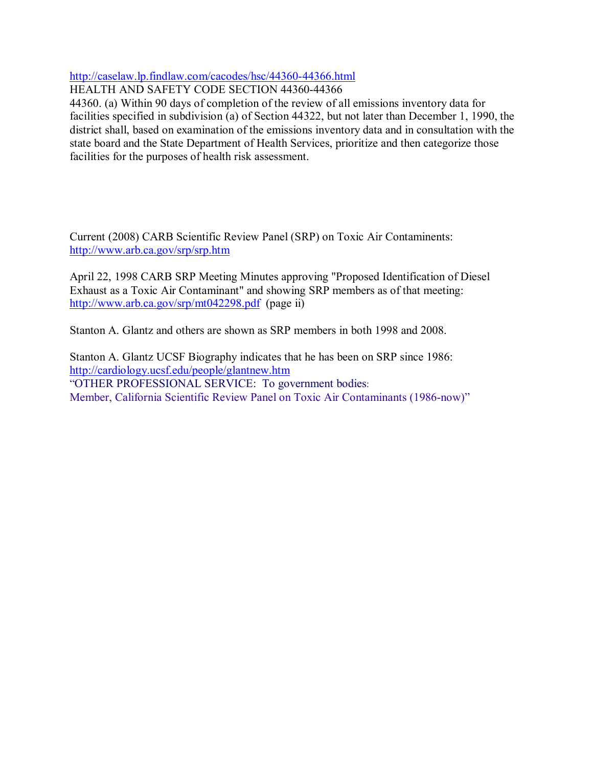http://caselaw.lp.findlaw.com/cacodes/hsc/44360-44366.html
HEALTH AND SAFETY CODE SECTION 44360-44366
44360. (a) Within 90 days of completion of the review of all emissions inventory data for facilities specified in subdivision (a) of Section 44322, but not later than December 1, 1990, the district shall, based on examination of the emissions inventory data and in consultation with the state board and the State Department of Health Services, prioritize and then categorize those facilities for the purposes of health risk assessment.

Current (2008) CARB Scientific Review Panel (SRP) on Toxic Air Contaminents:
http://www.arb.ca.gov/srp/srp.htm

April 22, 1998 CARB SRP Meeting Minutes approving "Proposed Identification of Diesel Exhaust as a Toxic Air Contaminant" and showing SRP members as of that meeting:
http://www.arb.ca.gov/srp/mt042298.pdf (page ii)

Stanton A. Glantz and others are shown as SRP members in both 1998 and 2008.

Stanton A. Glantz UCSF Biography indicates that he has been on SRP since 1986:
http://cardiology.ucsf.edu/people/glantnew.htm
"OTHER PROFESSIONAL SERVICE: To government bodies:
Member, California Scientific Review Panel on Toxic Air Contaminants (1986-now)"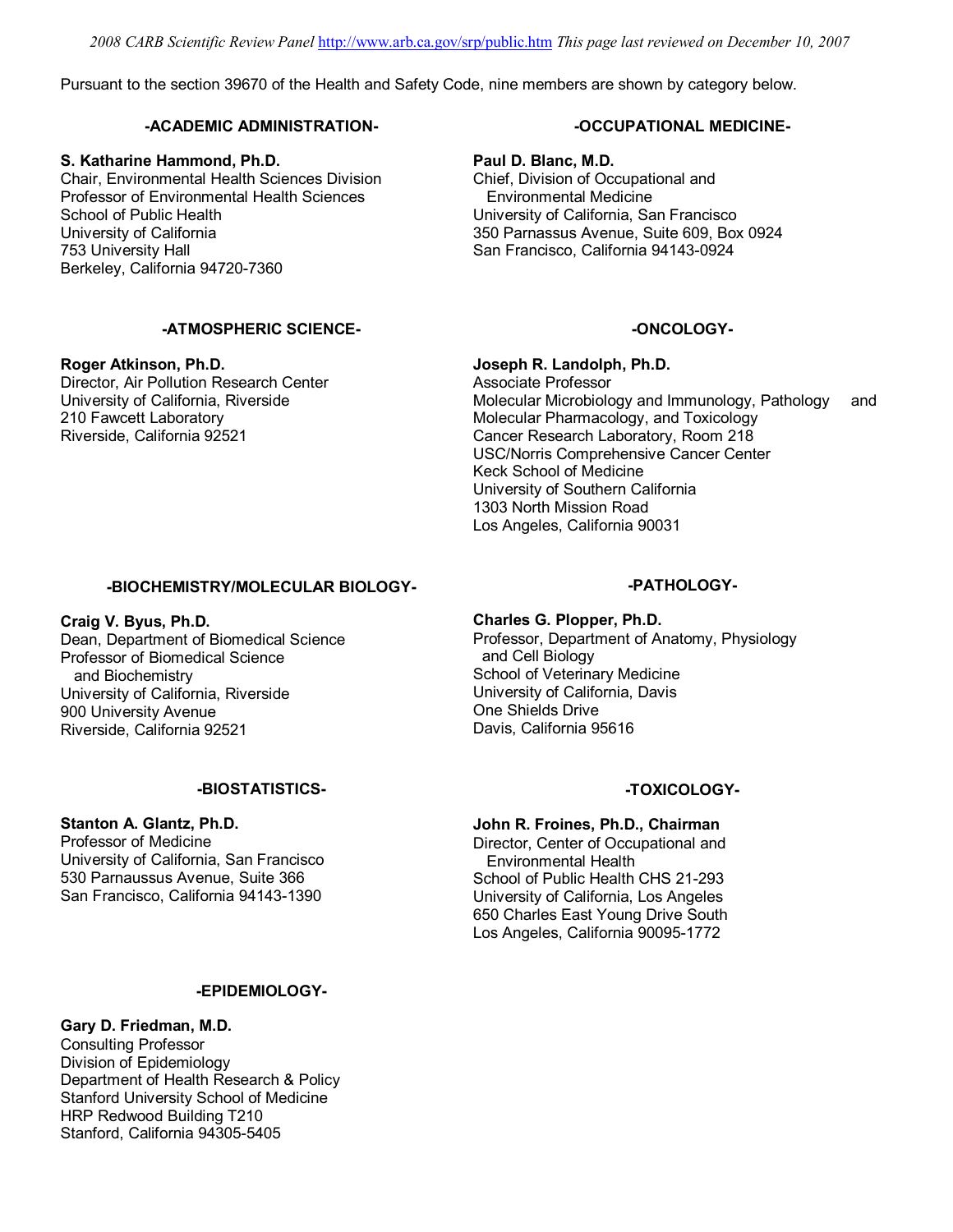*2008 CARB Scientific Review Panel* http://www.arb.ca.gov/srp/public.htm *This page last reviewed on December 10, 2007*

Pursuant to the section 39670 of the Health and Safety Code, nine members are shown by category below.

### -ACADEMIC ADMINISTRATION-

**S. Katharine Hammond, Ph.D.**
Chair, Environmental Health Sciences Division
Professor of Environmental Health Sciences
School of Public Health
University of California
753 University Hall
Berkeley, California 94720-7360

### -ATMOSPHERIC SCIENCE-

**Roger Atkinson, Ph.D.**
Director, Air Pollution Research Center
University of California, Riverside
210 Fawcett Laboratory
Riverside, California 92521

### -BIOCHEMISTRY/MOLECULAR BIOLOGY-

**Craig V. Byus, Ph.D.**
Dean, Department of Biomedical Science
Professor of Biomedical Science and Biochemistry
University of California, Riverside
900 University Avenue
Riverside, California 92521

### -BIOSTATISTICS-

**Stanton A. Glantz, Ph.D.**
Professor of Medicine
University of California, San Francisco
530 Parnaussus Avenue, Suite 366
San Francisco, California 94143-1390

### -EPIDEMIOLOGY-

**Gary D. Friedman, M.D.**
Consulting Professor
Division of Epidemiology
Department of Health Research & Policy
Stanford University School of Medicine
HRP Redwood Building T210
Stanford, California 94305-5405

### -OCCUPATIONAL MEDICINE-

**Paul D. Blanc, M.D.**
Chief, Division of Occupational and Environmental Medicine
University of California, San Francisco
350 Parnassus Avenue, Suite 609, Box 0924
San Francisco, California 94143-0924

### -ONCOLOGY-

**Joseph R. Landolph, Ph.D.**
Associate Professor
Molecular Microbiology and Immunology, Pathology and Molecular Pharmacology, and Toxicology
Cancer Research Laboratory, Room 218
USC/Norris Comprehensive Cancer Center
Keck School of Medicine
University of Southern California
1303 North Mission Road
Los Angeles, California 90031

### -PATHOLOGY-

**Charles G. Plopper, Ph.D.**
Professor, Department of Anatomy, Physiology and Cell Biology
School of Veterinary Medicine
University of California, Davis
One Shields Drive
Davis, California 95616

### -TOXICOLOGY-

**John R. Froines, Ph.D., Chairman**
Director, Center of Occupational and Environmental Health
School of Public Health CHS 21-293
University of California, Los Angeles
650 Charles East Young Drive South
Los Angeles, California 90095-1772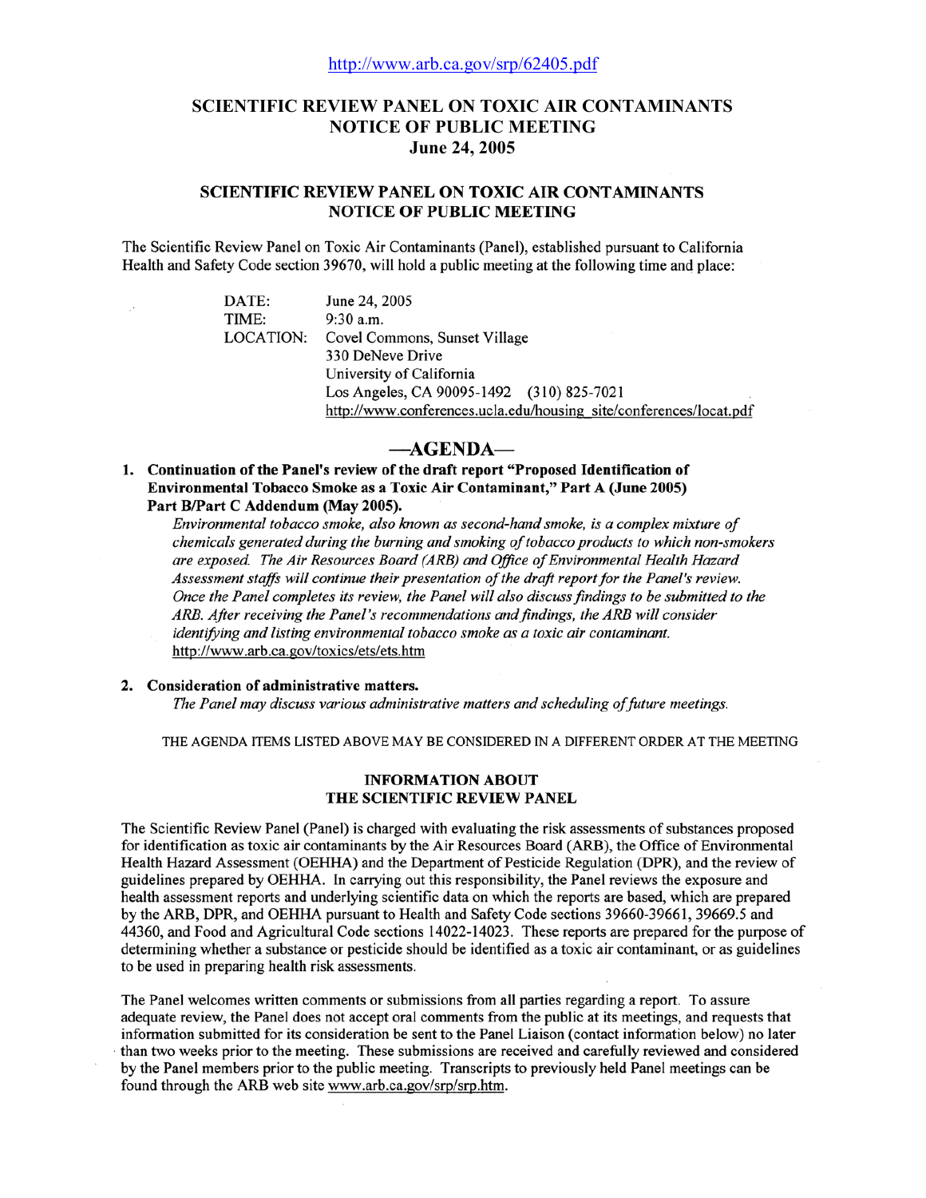http://www.arb.ca.gov/srp/62405.pdf

# SCIENTIFIC REVIEW PANEL ON TOXIC AIR CONTAMINANTS
# NOTICE OF PUBLIC MEETING
# June 24, 2005

## SCIENTIFIC REVIEW PANEL ON TOXIC AIR CONTAMINANTS NOTICE OF PUBLIC MEETING

The Scientific Review Panel on Toxic Air Contaminants (Panel), established pursuant to California Health and Safety Code section 39670, will hold a public meeting at the following time and place:

DATE: June 24, 2005
TIME: 9:30 a.m.
LOCATION: Covel Commons, Sunset Village
330 DeNeve Drive
University of California
Los Angeles, CA 90095-1492 (310) 825-7021
http://www.conferences.ucla.edu/housing_site/conferences/locat.pdf

## —AGENDA—

1. **Continuation of the Panel's review of the draft report "Proposed Identification of Environmental Tobacco Smoke as a Toxic Air Contaminant," Part A (June 2005) Part B/Part C Addendum (May 2005).**
   *Environmental tobacco smoke, also known as second-hand smoke, is a complex mixture of chemicals generated during the burning and smoking of tobacco products to which non-smokers are exposed. The Air Resources Board (ARB) and Office of Environmental Health Hazard Assessment staffs will continue their presentation of the draft report for the Panel's review. Once the Panel completes its review, the Panel will also discuss findings to be submitted to the ARB. After receiving the Panel's recommendations and findings, the ARB will consider identifying and listing environmental tobacco smoke as a toxic air contaminant.*
   http://www.arb.ca.gov/toxics/ets/ets.htm

2. **Consideration of administrative matters.**
   *The Panel may discuss various administrative matters and scheduling of future meetings.*

THE AGENDA ITEMS LISTED ABOVE MAY BE CONSIDERED IN A DIFFERENT ORDER AT THE MEETING

### INFORMATION ABOUT THE SCIENTIFIC REVIEW PANEL

The Scientific Review Panel (Panel) is charged with evaluating the risk assessments of substances proposed for identification as toxic air contaminants by the Air Resources Board (ARB), the Office of Environmental Health Hazard Assessment (OEHHA) and the Department of Pesticide Regulation (DPR), and the review of guidelines prepared by OEHHA. In carrying out this responsibility, the Panel reviews the exposure and health assessment reports and underlying scientific data on which the reports are based, which are prepared by the ARB, DPR, and OEHHA pursuant to Health and Safety Code sections 39660-39661, 39669.5 and 44360, and Food and Agricultural Code sections 14022-14023. These reports are prepared for the purpose of determining whether a substance or pesticide should be identified as a toxic air contaminant, or as guidelines to be used in preparing health risk assessments.

The Panel welcomes written comments or submissions from all parties regarding a report. To assure adequate review, the Panel does not accept oral comments from the public at its meetings, and requests that information submitted for its consideration be sent to the Panel Liaison (contact information below) no later than two weeks prior to the meeting. These submissions are received and carefully reviewed and considered by the Panel members prior to the public meeting. Transcripts to previously held Panel meetings can be found through the ARB web site www.arb.ca.gov/srp/srp.htm.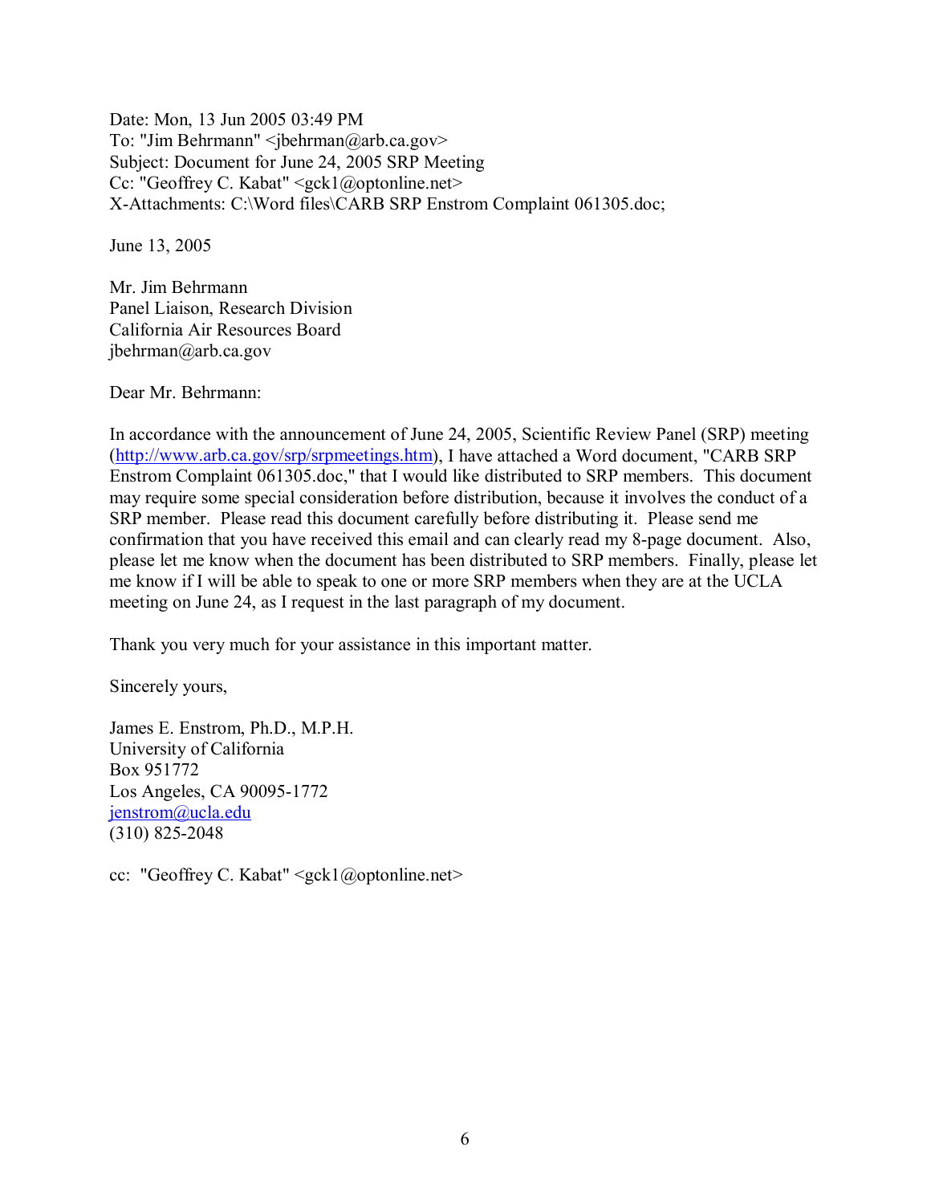Date: Mon, 13 Jun 2005 03:49 PM
To: "Jim Behrmann" <jbehrman@arb.ca.gov>
Subject: Document for June 24, 2005 SRP Meeting
Cc: "Geoffrey C. Kabat" <gck1@optonline.net>
X-Attachments: C:\Word files\CARB SRP Enstrom Complaint 061305.doc;

June 13, 2005

Mr. Jim Behrmann
Panel Liaison, Research Division
California Air Resources Board
jbehrman@arb.ca.gov

Dear Mr. Behrmann:

In accordance with the announcement of June 24, 2005, Scientific Review Panel (SRP) meeting (http://www.arb.ca.gov/srp/srpmeetings.htm), I have attached a Word document, "CARB SRP Enstrom Complaint 061305.doc," that I would like distributed to SRP members. This document may require some special consideration before distribution, because it involves the conduct of a SRP member. Please read this document carefully before distributing it. Please send me confirmation that you have received this email and can clearly read my 8-page document. Also, please let me know when the document has been distributed to SRP members. Finally, please let me know if I will be able to speak to one or more SRP members when they are at the UCLA meeting on June 24, as I request in the last paragraph of my document.

Thank you very much for your assistance in this important matter.

Sincerely yours,

James E. Enstrom, Ph.D., M.P.H.
University of California
Box 951772
Los Angeles, CA 90095-1772
jenstrom@ucla.edu
(310) 825-2048

cc: "Geoffrey C. Kabat" <gck1@optonline.net>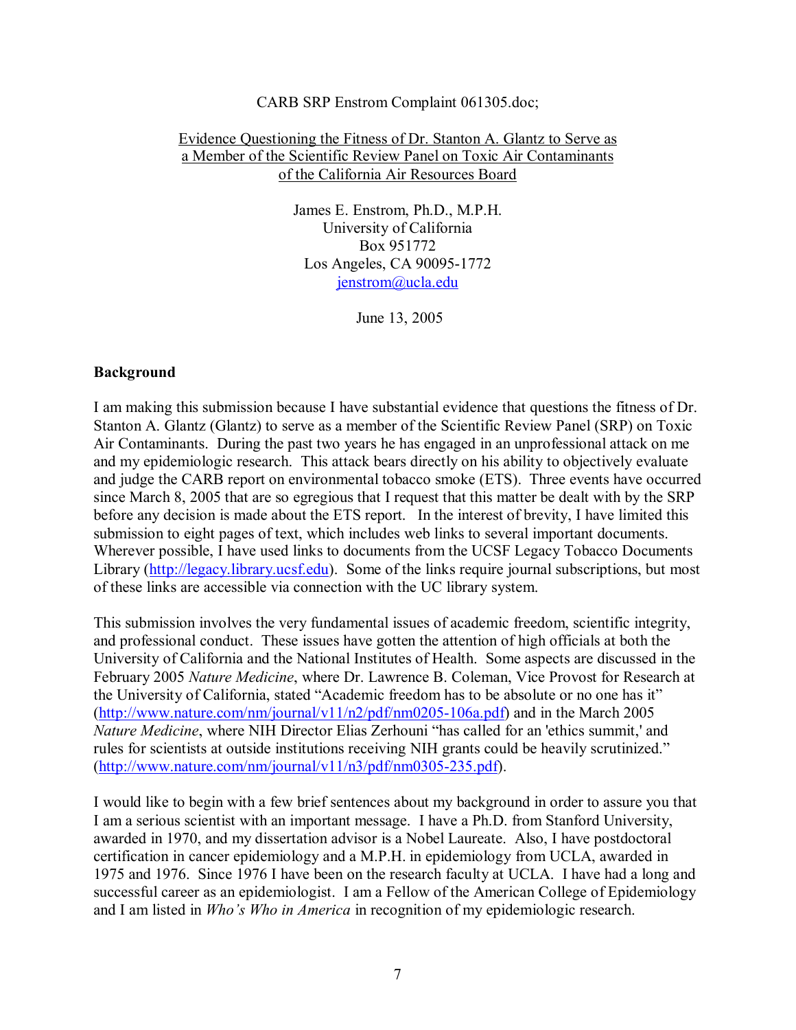CARB SRP Enstrom Complaint 061305.doc;

Evidence Questioning the Fitness of Dr. Stanton A. Glantz to Serve as a Member of the Scientific Review Panel on Toxic Air Contaminants of the California Air Resources Board

James E. Enstrom, Ph.D., M.P.H.
University of California
Box 951772
Los Angeles, CA 90095-1772
jenstrom@ucla.edu

June 13, 2005

**Background**

I am making this submission because I have substantial evidence that questions the fitness of Dr. Stanton A. Glantz (Glantz) to serve as a member of the Scientific Review Panel (SRP) on Toxic Air Contaminants. During the past two years he has engaged in an unprofessional attack on me and my epidemiologic research. This attack bears directly on his ability to objectively evaluate and judge the CARB report on environmental tobacco smoke (ETS). Three events have occurred since March 8, 2005 that are so egregious that I request that this matter be dealt with by the SRP before any decision is made about the ETS report. In the interest of brevity, I have limited this submission to eight pages of text, which includes web links to several important documents. Wherever possible, I have used links to documents from the UCSF Legacy Tobacco Documents Library (http://legacy.library.ucsf.edu). Some of the links require journal subscriptions, but most of these links are accessible via connection with the UC library system.

This submission involves the very fundamental issues of academic freedom, scientific integrity, and professional conduct. These issues have gotten the attention of high officials at both the University of California and the National Institutes of Health. Some aspects are discussed in the February 2005 *Nature Medicine*, where Dr. Lawrence B. Coleman, Vice Provost for Research at the University of California, stated "Academic freedom has to be absolute or no one has it" (http://www.nature.com/nm/journal/v11/n2/pdf/nm0205-106a.pdf) and in the March 2005 *Nature Medicine*, where NIH Director Elias Zerhouni "has called for an 'ethics summit,' and rules for scientists at outside institutions receiving NIH grants could be heavily scrutinized." (http://www.nature.com/nm/journal/v11/n3/pdf/nm0305-235.pdf).

I would like to begin with a few brief sentences about my background in order to assure you that I am a serious scientist with an important message. I have a Ph.D. from Stanford University, awarded in 1970, and my dissertation advisor is a Nobel Laureate. Also, I have postdoctoral certification in cancer epidemiology and a M.P.H. in epidemiology from UCLA, awarded in 1975 and 1976. Since 1976 I have been on the research faculty at UCLA. I have had a long and successful career as an epidemiologist. I am a Fellow of the American College of Epidemiology and I am listed in *Who's Who in America* in recognition of my epidemiologic research.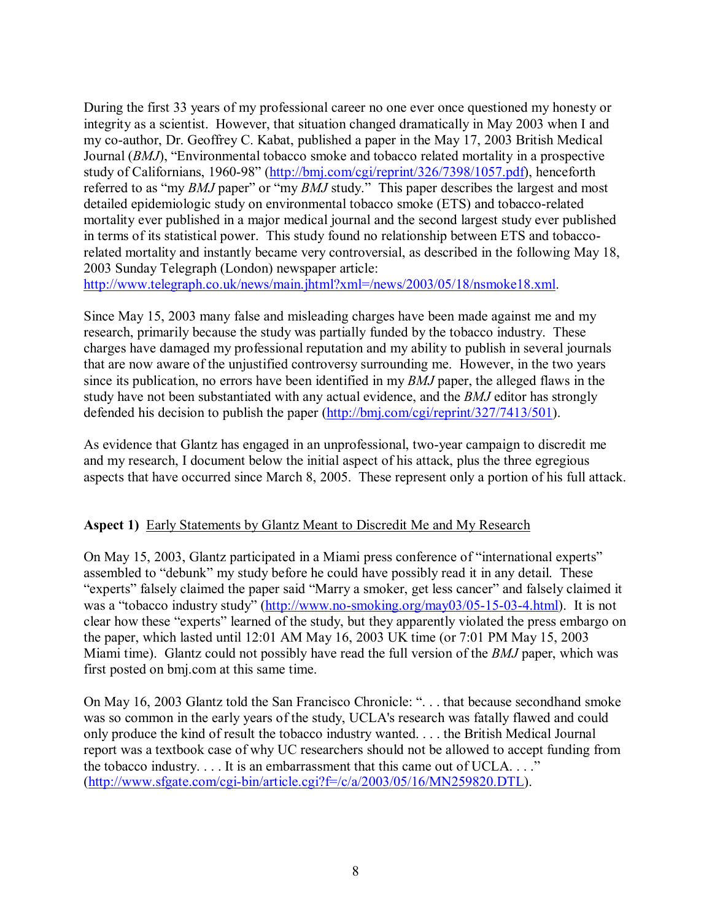During the first 33 years of my professional career no one ever once questioned my honesty or integrity as a scientist. However, that situation changed dramatically in May 2003 when I and my co-author, Dr. Geoffrey C. Kabat, published a paper in the May 17, 2003 British Medical Journal (*BMJ*), "Environmental tobacco smoke and tobacco related mortality in a prospective study of Californians, 1960-98" (http://bmj.com/cgi/reprint/326/7398/1057.pdf), henceforth referred to as "my *BMJ* paper" or "my *BMJ* study." This paper describes the largest and most detailed epidemiologic study on environmental tobacco smoke (ETS) and tobacco-related mortality ever published in a major medical journal and the second largest study ever published in terms of its statistical power. This study found no relationship between ETS and tobacco-related mortality and instantly became very controversial, as described in the following May 18, 2003 Sunday Telegraph (London) newspaper article: http://www.telegraph.co.uk/news/main.jhtml?xml=/news/2003/05/18/nsmoke18.xml.

Since May 15, 2003 many false and misleading charges have been made against me and my research, primarily because the study was partially funded by the tobacco industry. These charges have damaged my professional reputation and my ability to publish in several journals that are now aware of the unjustified controversy surrounding me. However, in the two years since its publication, no errors have been identified in my *BMJ* paper, the alleged flaws in the study have not been substantiated with any actual evidence, and the *BMJ* editor has strongly defended his decision to publish the paper (http://bmj.com/cgi/reprint/327/7413/501).

As evidence that Glantz has engaged in an unprofessional, two-year campaign to discredit me and my research, I document below the initial aspect of his attack, plus the three egregious aspects that have occurred since March 8, 2005. These represent only a portion of his full attack.

**Aspect 1)** <u>Early Statements by Glantz Meant to Discredit Me and My Research</u>

On May 15, 2003, Glantz participated in a Miami press conference of "international experts" assembled to "debunk" my study before he could have possibly read it in any detail. These "experts" falsely claimed the paper said "Marry a smoker, get less cancer" and falsely claimed it was a "tobacco industry study" (http://www.no-smoking.org/may03/05-15-03-4.html). It is not clear how these "experts" learned of the study, but they apparently violated the press embargo on the paper, which lasted until 12:01 AM May 16, 2003 UK time (or 7:01 PM May 15, 2003 Miami time). Glantz could not possibly have read the full version of the *BMJ* paper, which was first posted on bmj.com at this same time.

On May 16, 2003 Glantz told the San Francisco Chronicle: ". . . that because secondhand smoke was so common in the early years of the study, UCLA's research was fatally flawed and could only produce the kind of result the tobacco industry wanted. . . . the British Medical Journal report was a textbook case of why UC researchers should not be allowed to accept funding from the tobacco industry. . . . It is an embarrassment that this came out of UCLA. . . ." (http://www.sfgate.com/cgi-bin/article.cgi?f=/c/a/2003/05/16/MN259820.DTL).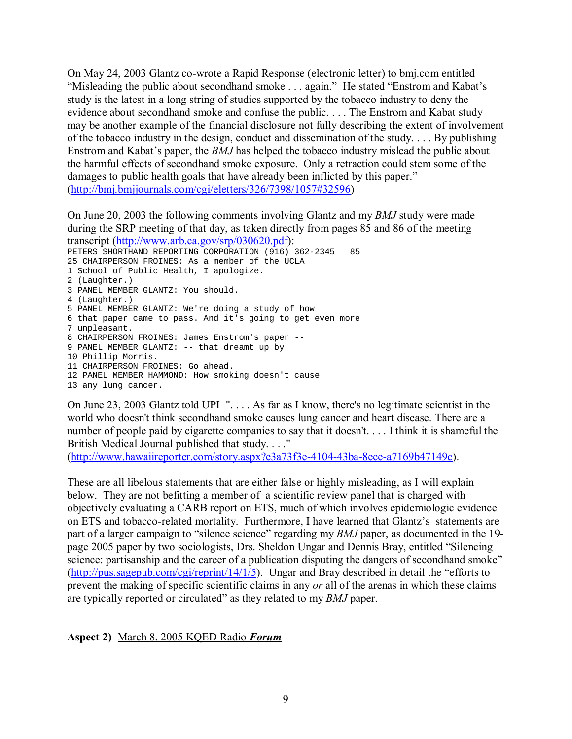On May 24, 2003 Glantz co-wrote a Rapid Response (electronic letter) to bmj.com entitled "Misleading the public about secondhand smoke . . . again." He stated "Enstrom and Kabat's study is the latest in a long string of studies supported by the tobacco industry to deny the evidence about secondhand smoke and confuse the public. . . . The Enstrom and Kabat study may be another example of the financial disclosure not fully describing the extent of involvement of the tobacco industry in the design, conduct and dissemination of the study. . . . By publishing Enstrom and Kabat's paper, the *BMJ* has helped the tobacco industry mislead the public about the harmful effects of secondhand smoke exposure. Only a retraction could stem some of the damages to public health goals that have already been inflicted by this paper." (http://bmj.bmjjournals.com/cgi/eletters/326/7398/1057#32596)

On June 20, 2003 the following comments involving Glantz and my *BMJ* study were made during the SRP meeting of that day, as taken directly from pages 85 and 86 of the meeting transcript (http://www.arb.ca.gov/srp/030620.pdf):

```
PETERS SHORTHAND REPORTING CORPORATION (916) 362-2345   85
25 CHAIRPERSON FROINES: As a member of the UCLA
1 School of Public Health, I apologize.
2 (Laughter.)
3 PANEL MEMBER GLANTZ: You should.
4 (Laughter.)
5 PANEL MEMBER GLANTZ: We're doing a study of how
6 that paper came to pass. And it's going to get even more
7 unpleasant.
8 CHAIRPERSON FROINES: James Enstrom's paper --
9 PANEL MEMBER GLANTZ: -- that dreamt up by
10 Phillip Morris.
11 CHAIRPERSON FROINES: Go ahead.
12 PANEL MEMBER HAMMOND: How smoking doesn't cause
13 any lung cancer.
```

On June 23, 2003 Glantz told UPI ". . . . As far as I know, there's no legitimate scientist in the world who doesn't think secondhand smoke causes lung cancer and heart disease. There are a number of people paid by cigarette companies to say that it doesn't. . . . I think it is shameful the British Medical Journal published that study. . . ." (http://www.hawaiireporter.com/story.aspx?e3a73f3e-4104-43ba-8ece-a7169b47149c).

These are all libelous statements that are either false or highly misleading, as I will explain below. They are not befitting a member of a scientific review panel that is charged with objectively evaluating a CARB report on ETS, much of which involves epidemiologic evidence on ETS and tobacco-related mortality. Furthermore, I have learned that Glantz's statements are part of a larger campaign to "silence science" regarding my *BMJ* paper, as documented in the 19-page 2005 paper by two sociologists, Drs. Sheldon Ungar and Dennis Bray, entitled "Silencing science: partisanship and the career of a publication disputing the dangers of secondhand smoke" (http://pus.sagepub.com/cgi/reprint/14/1/5). Ungar and Bray described in detail the "efforts to prevent the making of specific scientific claims in any *or* all of the arenas in which these claims are typically reported or circulated" as they related to my *BMJ* paper.

**Aspect 2)** March 8, 2005 KQED Radio ***Forum***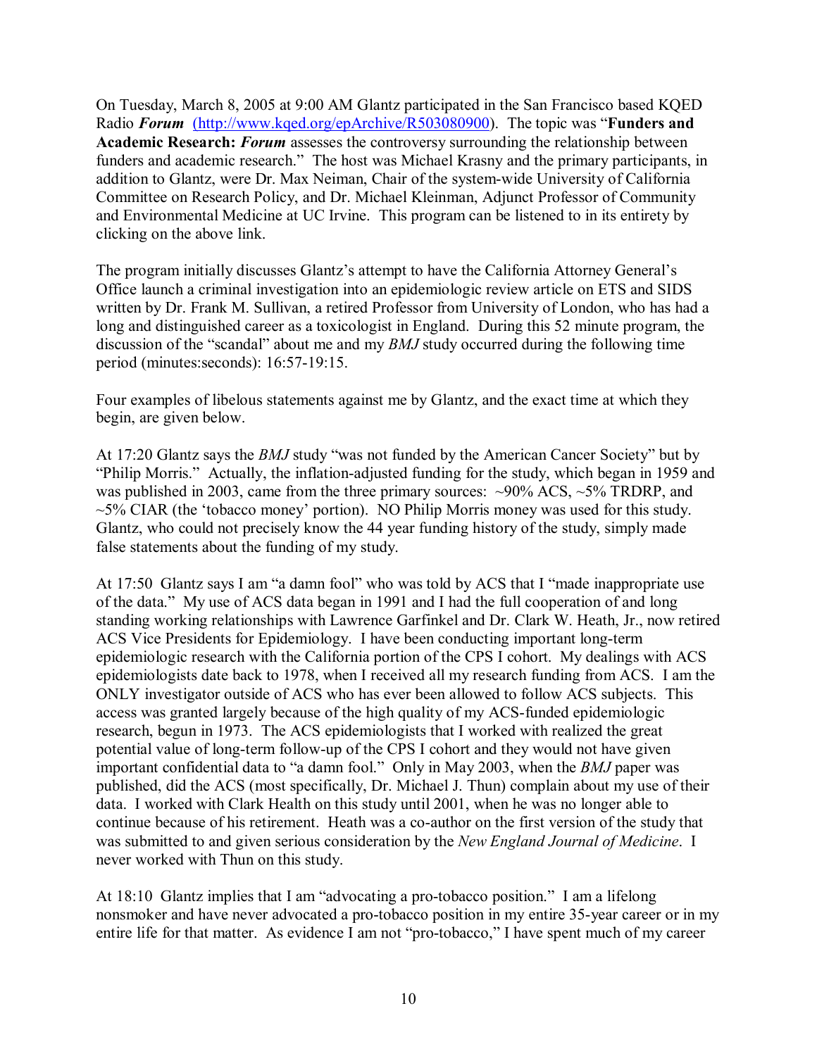On Tuesday, March 8, 2005 at 9:00 AM Glantz participated in the San Francisco based KQED Radio ***Forum*** [(http://www.kqed.org/epArchive/R503080900)](http://www.kqed.org/epArchive/R503080900). The topic was "**Funders and Academic Research: *Forum*** assesses the controversy surrounding the relationship between funders and academic research." The host was Michael Krasny and the primary participants, in addition to Glantz, were Dr. Max Neiman, Chair of the system-wide University of California Committee on Research Policy, and Dr. Michael Kleinman, Adjunct Professor of Community and Environmental Medicine at UC Irvine. This program can be listened to in its entirety by clicking on the above link.

The program initially discusses Glantz's attempt to have the California Attorney General's Office launch a criminal investigation into an epidemiologic review article on ETS and SIDS written by Dr. Frank M. Sullivan, a retired Professor from University of London, who has had a long and distinguished career as a toxicologist in England. During this 52 minute program, the discussion of the "scandal" about me and my *BMJ* study occurred during the following time period (minutes:seconds): 16:57-19:15.

Four examples of libelous statements against me by Glantz, and the exact time at which they begin, are given below.

At 17:20 Glantz says the *BMJ* study "was not funded by the American Cancer Society" but by "Philip Morris." Actually, the inflation-adjusted funding for the study, which began in 1959 and was published in 2003, came from the three primary sources: ~90% ACS, ~5% TRDRP, and ~5% CIAR (the 'tobacco money' portion). NO Philip Morris money was used for this study. Glantz, who could not precisely know the 44 year funding history of the study, simply made false statements about the funding of my study.

At 17:50 Glantz says I am "a damn fool" who was told by ACS that I "made inappropriate use of the data." My use of ACS data began in 1991 and I had the full cooperation of and long standing working relationships with Lawrence Garfinkel and Dr. Clark W. Heath, Jr., now retired ACS Vice Presidents for Epidemiology. I have been conducting important long-term epidemiologic research with the California portion of the CPS I cohort. My dealings with ACS epidemiologists date back to 1978, when I received all my research funding from ACS. I am the ONLY investigator outside of ACS who has ever been allowed to follow ACS subjects. This access was granted largely because of the high quality of my ACS-funded epidemiologic research, begun in 1973. The ACS epidemiologists that I worked with realized the great potential value of long-term follow-up of the CPS I cohort and they would not have given important confidential data to "a damn fool." Only in May 2003, when the *BMJ* paper was published, did the ACS (most specifically, Dr. Michael J. Thun) complain about my use of their data. I worked with Clark Health on this study until 2001, when he was no longer able to continue because of his retirement. Heath was a co-author on the first version of the study that was submitted to and given serious consideration by the *New England Journal of Medicine*. I never worked with Thun on this study.

At 18:10 Glantz implies that I am "advocating a pro-tobacco position." I am a lifelong nonsmoker and have never advocated a pro-tobacco position in my entire 35-year career or in my entire life for that matter. As evidence I am not "pro-tobacco," I have spent much of my career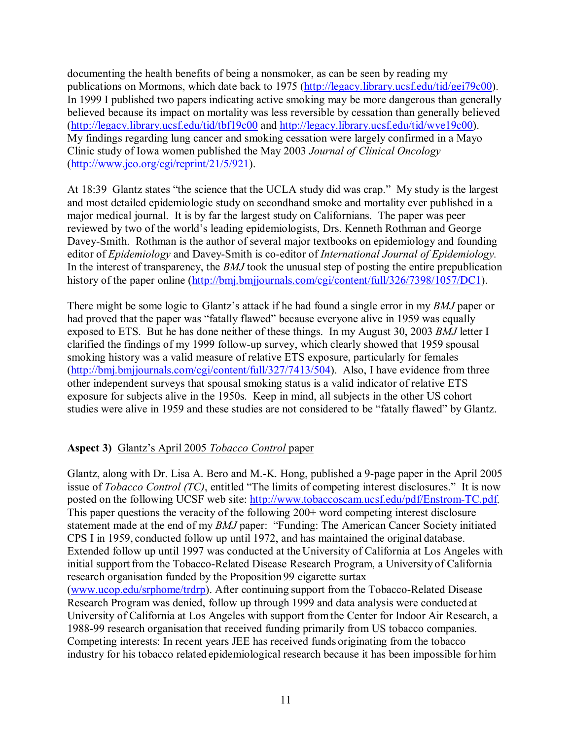documenting the health benefits of being a nonsmoker, as can be seen by reading my publications on Mormons, which date back to 1975 (http://legacy.library.ucsf.edu/tid/gei79c00). In 1999 I published two papers indicating active smoking may be more dangerous than generally believed because its impact on mortality was less reversible by cessation than generally believed (http://legacy.library.ucsf.edu/tid/tbf19c00 and http://legacy.library.ucsf.edu/tid/wve19c00). My findings regarding lung cancer and smoking cessation were largely confirmed in a Mayo Clinic study of Iowa women published the May 2003 *Journal of Clinical Oncology* (http://www.jco.org/cgi/reprint/21/5/921).

At 18:39 Glantz states "the science that the UCLA study did was crap." My study is the largest and most detailed epidemiologic study on secondhand smoke and mortality ever published in a major medical journal. It is by far the largest study on Californians. The paper was peer reviewed by two of the world's leading epidemiologists, Drs. Kenneth Rothman and George Davey-Smith. Rothman is the author of several major textbooks on epidemiology and founding editor of *Epidemiology* and Davey-Smith is co-editor of *International Journal of Epidemiology.* In the interest of transparency, the *BMJ* took the unusual step of posting the entire prepublication history of the paper online (http://bmj.bmjjournals.com/cgi/content/full/326/7398/1057/DC1).

There might be some logic to Glantz's attack if he had found a single error in my *BMJ* paper or had proved that the paper was "fatally flawed" because everyone alive in 1959 was equally exposed to ETS. But he has done neither of these things. In my August 30, 2003 *BMJ* letter I clarified the findings of my 1999 follow-up survey, which clearly showed that 1959 spousal smoking history was a valid measure of relative ETS exposure, particularly for females (http://bmj.bmjjournals.com/cgi/content/full/327/7413/504). Also, I have evidence from three other independent surveys that spousal smoking status is a valid indicator of relative ETS exposure for subjects alive in the 1950s. Keep in mind, all subjects in the other US cohort studies were alive in 1959 and these studies are not considered to be "fatally flawed" by Glantz.

**Aspect 3)** Glantz's April 2005 *Tobacco Control* paper

Glantz, along with Dr. Lisa A. Bero and M.-K. Hong, published a 9-page paper in the April 2005 issue of *Tobacco Control (TC)*, entitled "The limits of competing interest disclosures." It is now posted on the following UCSF web site: http://www.tobaccoscam.ucsf.edu/pdf/Enstrom-TC.pdf. This paper questions the veracity of the following 200+ word competing interest disclosure statement made at the end of my *BMJ* paper: "Funding: The American Cancer Society initiated CPS I in 1959, conducted follow up until 1972, and has maintained the original database. Extended follow up until 1997 was conducted at the University of California at Los Angeles with initial support from the Tobacco-Related Disease Research Program, a University of California research organisation funded by the Proposition 99 cigarette surtax (www.ucop.edu/srphome/trdrp). After continuing support from the Tobacco-Related Disease Research Program was denied, follow up through 1999 and data analysis were conducted at University of California at Los Angeles with support from the Center for Indoor Air Research, a 1988-99 research organisation that received funding primarily from US tobacco companies. Competing interests: In recent years JEE has received funds originating from the tobacco industry for his tobacco related epidemiological research because it has been impossible for him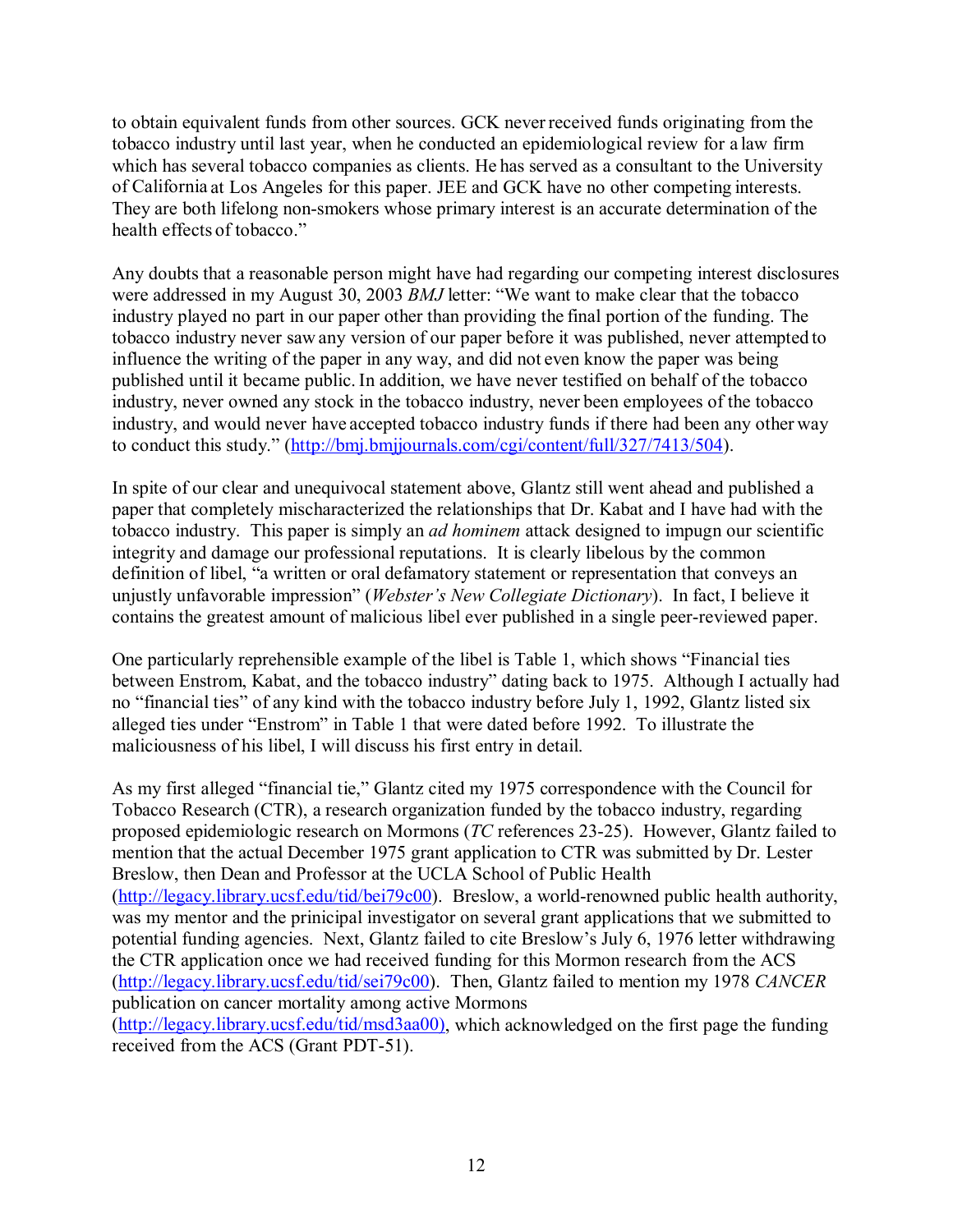to obtain equivalent funds from other sources. GCK never received funds originating from the tobacco industry until last year, when he conducted an epidemiological review for a law firm which has several tobacco companies as clients. He has served as a consultant to the University of California at Los Angeles for this paper. JEE and GCK have no other competing interests. They are both lifelong non-smokers whose primary interest is an accurate determination of the health effects of tobacco."

Any doubts that a reasonable person might have had regarding our competing interest disclosures were addressed in my August 30, 2003 *BMJ* letter: "We want to make clear that the tobacco industry played no part in our paper other than providing the final portion of the funding. The tobacco industry never saw any version of our paper before it was published, never attempted to influence the writing of the paper in any way, and did not even know the paper was being published until it became public. In addition, we have never testified on behalf of the tobacco industry, never owned any stock in the tobacco industry, never been employees of the tobacco industry, and would never have accepted tobacco industry funds if there had been any other way to conduct this study." (http://bmj.bmjjournals.com/cgi/content/full/327/7413/504).

In spite of our clear and unequivocal statement above, Glantz still went ahead and published a paper that completely mischaracterized the relationships that Dr. Kabat and I have had with the tobacco industry. This paper is simply an *ad hominem* attack designed to impugn our scientific integrity and damage our professional reputations. It is clearly libelous by the common definition of libel, "a written or oral defamatory statement or representation that conveys an unjustly unfavorable impression" (*Webster's New Collegiate Dictionary*). In fact, I believe it contains the greatest amount of malicious libel ever published in a single peer-reviewed paper.

One particularly reprehensible example of the libel is Table 1, which shows "Financial ties between Enstrom, Kabat, and the tobacco industry" dating back to 1975. Although I actually had no "financial ties" of any kind with the tobacco industry before July 1, 1992, Glantz listed six alleged ties under "Enstrom" in Table 1 that were dated before 1992. To illustrate the maliciousness of his libel, I will discuss his first entry in detail.

As my first alleged "financial tie," Glantz cited my 1975 correspondence with the Council for Tobacco Research (CTR), a research organization funded by the tobacco industry, regarding proposed epidemiologic research on Mormons (*TC* references 23-25). However, Glantz failed to mention that the actual December 1975 grant application to CTR was submitted by Dr. Lester Breslow, then Dean and Professor at the UCLA School of Public Health (http://legacy.library.ucsf.edu/tid/bei79c00). Breslow, a world-renowned public health authority, was my mentor and the pirincipal investigator on several grant applications that we submitted to potential funding agencies. Next, Glantz failed to cite Breslow's July 6, 1976 letter withdrawing the CTR application once we had received funding for this Mormon research from the ACS (http://legacy.library.ucsf.edu/tid/sei79c00). Then, Glantz failed to mention my 1978 *CANCER* publication on cancer mortality among active Mormons (http://legacy.library.ucsf.edu/tid/msd3aa00), which acknowledged on the first page the funding received from the ACS (Grant PDT-51).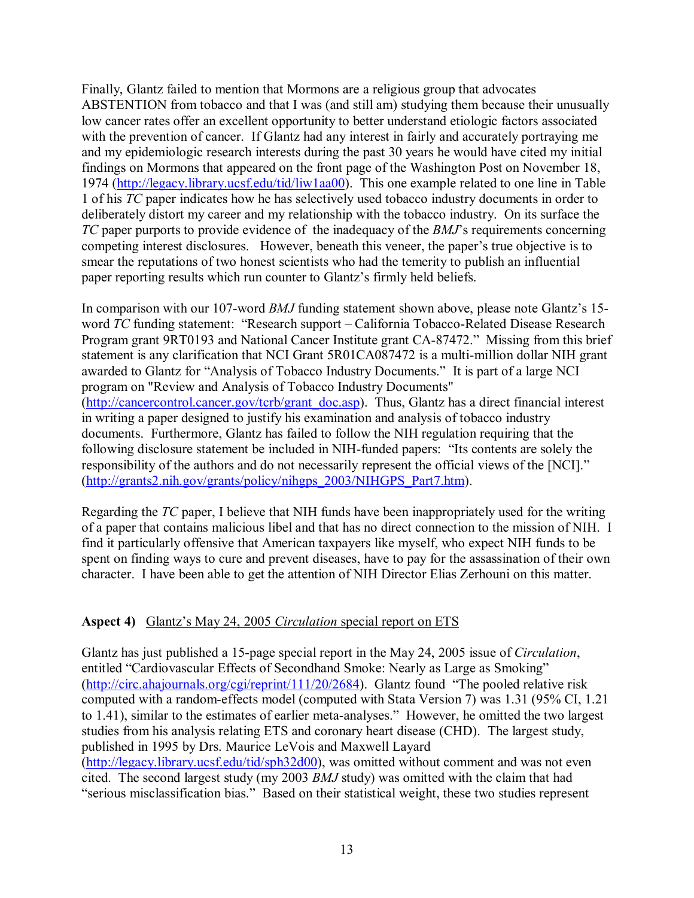Finally, Glantz failed to mention that Mormons are a religious group that advocates ABSTENTION from tobacco and that I was (and still am) studying them because their unusually low cancer rates offer an excellent opportunity to better understand etiologic factors associated with the prevention of cancer. If Glantz had any interest in fairly and accurately portraying me and my epidemiologic research interests during the past 30 years he would have cited my initial findings on Mormons that appeared on the front page of the Washington Post on November 18, 1974 (http://legacy.library.ucsf.edu/tid/liw1aa00). This one example related to one line in Table 1 of his *TC* paper indicates how he has selectively used tobacco industry documents in order to deliberately distort my career and my relationship with the tobacco industry. On its surface the *TC* paper purports to provide evidence of the inadequacy of the *BMJ*'s requirements concerning competing interest disclosures. However, beneath this veneer, the paper's true objective is to smear the reputations of two honest scientists who had the temerity to publish an influential paper reporting results which run counter to Glantz's firmly held beliefs.

In comparison with our 107-word *BMJ* funding statement shown above, please note Glantz's 15-word *TC* funding statement: "Research support – California Tobacco-Related Disease Research Program grant 9RT0193 and National Cancer Institute grant CA-87472." Missing from this brief statement is any clarification that NCI Grant 5R01CA087472 is a multi-million dollar NIH grant awarded to Glantz for "Analysis of Tobacco Industry Documents." It is part of a large NCI program on "Review and Analysis of Tobacco Industry Documents" (http://cancercontrol.cancer.gov/tcrb/grant_doc.asp). Thus, Glantz has a direct financial interest in writing a paper designed to justify his examination and analysis of tobacco industry documents. Furthermore, Glantz has failed to follow the NIH regulation requiring that the following disclosure statement be included in NIH-funded papers: "Its contents are solely the responsibility of the authors and do not necessarily represent the official views of the [NCI]." (http://grants2.nih.gov/grants/policy/nihgps_2003/NIHGPS_Part7.htm).

Regarding the *TC* paper, I believe that NIH funds have been inappropriately used for the writing of a paper that contains malicious libel and that has no direct connection to the mission of NIH. I find it particularly offensive that American taxpayers like myself, who expect NIH funds to be spent on finding ways to cure and prevent diseases, have to pay for the assassination of their own character. I have been able to get the attention of NIH Director Elias Zerhouni on this matter.

**Aspect 4)** Glantz's May 24, 2005 *Circulation* special report on ETS

Glantz has just published a 15-page special report in the May 24, 2005 issue of *Circulation*, entitled "Cardiovascular Effects of Secondhand Smoke: Nearly as Large as Smoking" (http://circ.ahajournals.org/cgi/reprint/111/20/2684). Glantz found "The pooled relative risk computed with a random-effects model (computed with Stata Version 7) was 1.31 (95% CI, 1.21 to 1.41), similar to the estimates of earlier meta-analyses." However, he omitted the two largest studies from his analysis relating ETS and coronary heart disease (CHD). The largest study, published in 1995 by Drs. Maurice LeVois and Maxwell Layard (http://legacy.library.ucsf.edu/tid/sph32d00), was omitted without comment and was not even cited. The second largest study (my 2003 *BMJ* study) was omitted with the claim that had "serious misclassification bias." Based on their statistical weight, these two studies represent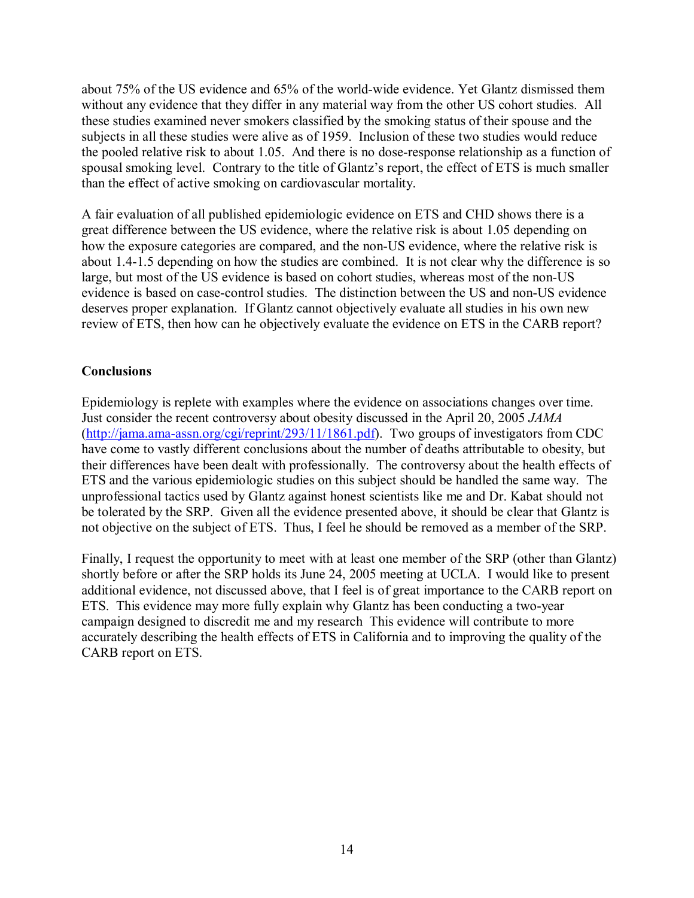about 75% of the US evidence and 65% of the world-wide evidence. Yet Glantz dismissed them without any evidence that they differ in any material way from the other US cohort studies. All these studies examined never smokers classified by the smoking status of their spouse and the subjects in all these studies were alive as of 1959. Inclusion of these two studies would reduce the pooled relative risk to about 1.05. And there is no dose-response relationship as a function of spousal smoking level. Contrary to the title of Glantz's report, the effect of ETS is much smaller than the effect of active smoking on cardiovascular mortality.

A fair evaluation of all published epidemiologic evidence on ETS and CHD shows there is a great difference between the US evidence, where the relative risk is about 1.05 depending on how the exposure categories are compared, and the non-US evidence, where the relative risk is about 1.4-1.5 depending on how the studies are combined. It is not clear why the difference is so large, but most of the US evidence is based on cohort studies, whereas most of the non-US evidence is based on case-control studies. The distinction between the US and non-US evidence deserves proper explanation. If Glantz cannot objectively evaluate all studies in his own new review of ETS, then how can he objectively evaluate the evidence on ETS in the CARB report?

**Conclusions**

Epidemiology is replete with examples where the evidence on associations changes over time. Just consider the recent controversy about obesity discussed in the April 20, 2005 *JAMA* (http://jama.ama-assn.org/cgi/reprint/293/11/1861.pdf). Two groups of investigators from CDC have come to vastly different conclusions about the number of deaths attributable to obesity, but their differences have been dealt with professionally. The controversy about the health effects of ETS and the various epidemiologic studies on this subject should be handled the same way. The unprofessional tactics used by Glantz against honest scientists like me and Dr. Kabat should not be tolerated by the SRP. Given all the evidence presented above, it should be clear that Glantz is not objective on the subject of ETS. Thus, I feel he should be removed as a member of the SRP.

Finally, I request the opportunity to meet with at least one member of the SRP (other than Glantz) shortly before or after the SRP holds its June 24, 2005 meeting at UCLA. I would like to present additional evidence, not discussed above, that I feel is of great importance to the CARB report on ETS. This evidence may more fully explain why Glantz has been conducting a two-year campaign designed to discredit me and my research This evidence will contribute to more accurately describing the health effects of ETS in California and to improving the quality of the CARB report on ETS.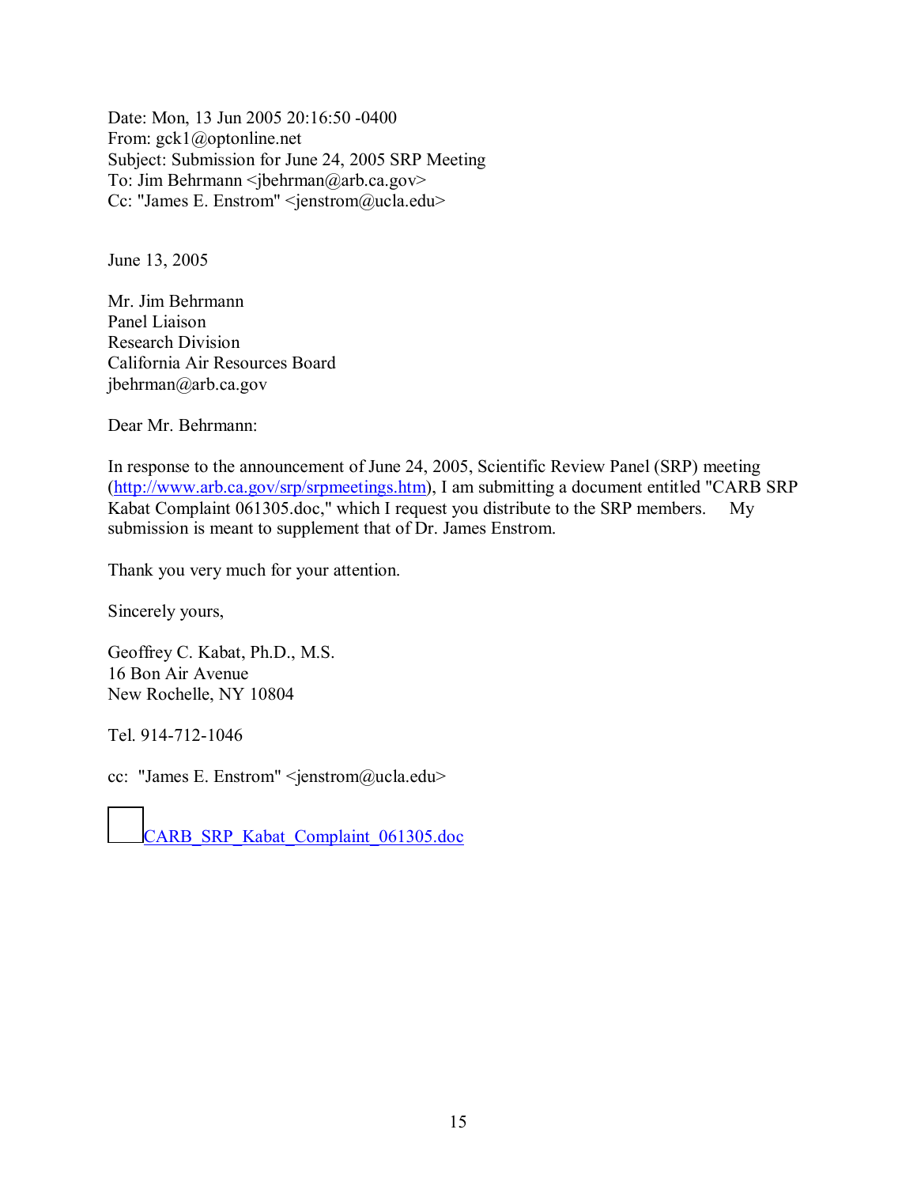Date: Mon, 13 Jun 2005 20:16:50 -0400
From: gck1@optonline.net
Subject: Submission for June 24, 2005 SRP Meeting
To: Jim Behrmann <jbehrman@arb.ca.gov>
Cc: "James E. Enstrom" <jenstrom@ucla.edu>

June 13, 2005

Mr. Jim Behrmann
Panel Liaison
Research Division
California Air Resources Board
jbehrman@arb.ca.gov

Dear Mr. Behrmann:

In response to the announcement of June 24, 2005, Scientific Review Panel (SRP) meeting (http://www.arb.ca.gov/srp/srpmeetings.htm), I am submitting a document entitled "CARB SRP Kabat Complaint 061305.doc," which I request you distribute to the SRP members. My submission is meant to supplement that of Dr. James Enstrom.

Thank you very much for your attention.

Sincerely yours,

Geoffrey C. Kabat, Ph.D., M.S.
16 Bon Air Avenue
New Rochelle, NY 10804

Tel. 914-712-1046

cc: "James E. Enstrom" <jenstrom@ucla.edu>

CARB_SRP_Kabat_Complaint_061305.doc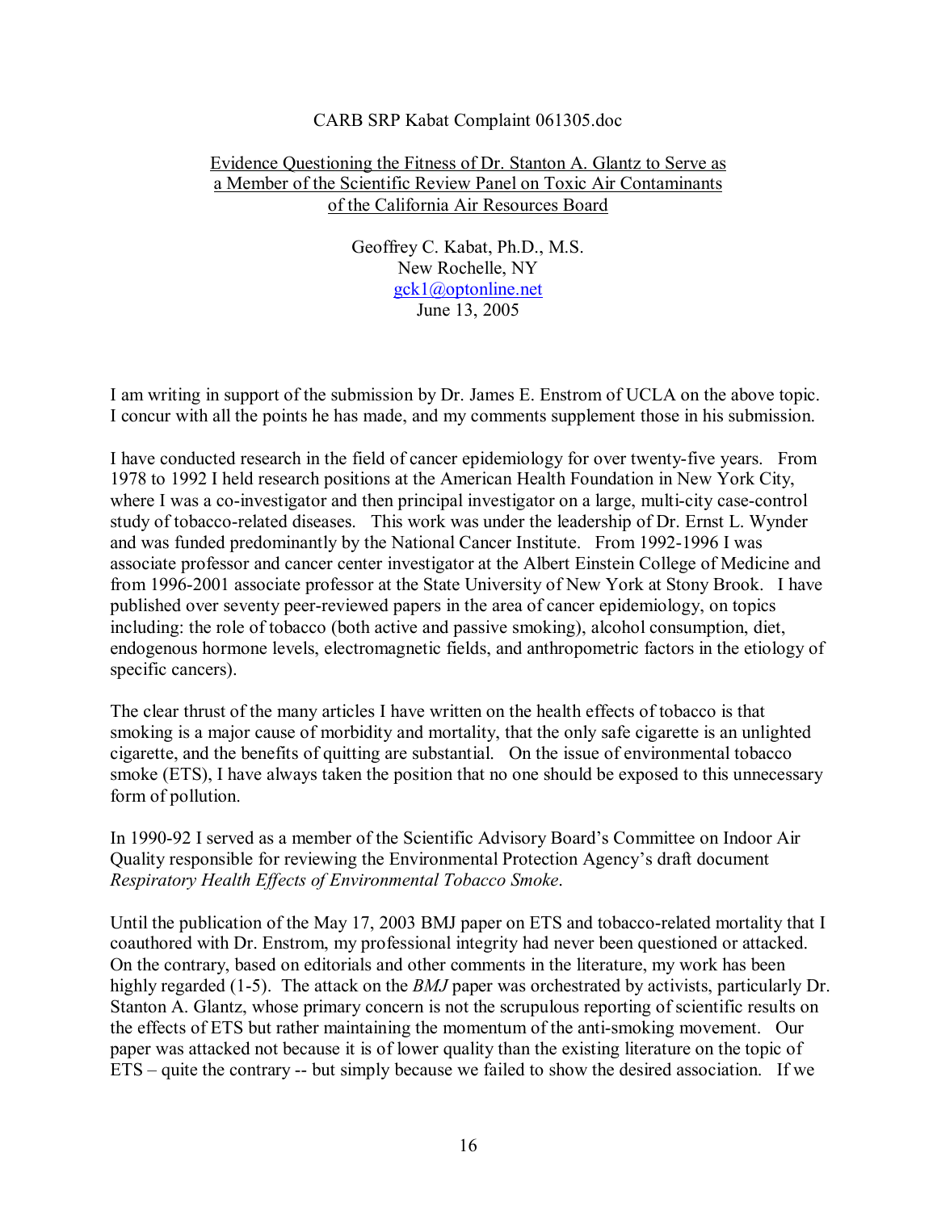CARB SRP Kabat Complaint 061305.doc

## Evidence Questioning the Fitness of Dr. Stanton A. Glantz to Serve as a Member of the Scientific Review Panel on Toxic Air Contaminants of the California Air Resources Board

Geoffrey C. Kabat, Ph.D., M.S.
New Rochelle, NY
gck1@optonline.net
June 13, 2005

I am writing in support of the submission by Dr. James E. Enstrom of UCLA on the above topic. I concur with all the points he has made, and my comments supplement those in his submission.

I have conducted research in the field of cancer epidemiology for over twenty-five years. From 1978 to 1992 I held research positions at the American Health Foundation in New York City, where I was a co-investigator and then principal investigator on a large, multi-city case-control study of tobacco-related diseases. This work was under the leadership of Dr. Ernst L. Wynder and was funded predominantly by the National Cancer Institute. From 1992-1996 I was associate professor and cancer center investigator at the Albert Einstein College of Medicine and from 1996-2001 associate professor at the State University of New York at Stony Brook. I have published over seventy peer-reviewed papers in the area of cancer epidemiology, on topics including: the role of tobacco (both active and passive smoking), alcohol consumption, diet, endogenous hormone levels, electromagnetic fields, and anthropometric factors in the etiology of specific cancers).

The clear thrust of the many articles I have written on the health effects of tobacco is that smoking is a major cause of morbidity and mortality, that the only safe cigarette is an unlighted cigarette, and the benefits of quitting are substantial. On the issue of environmental tobacco smoke (ETS), I have always taken the position that no one should be exposed to this unnecessary form of pollution.

In 1990-92 I served as a member of the Scientific Advisory Board's Committee on Indoor Air Quality responsible for reviewing the Environmental Protection Agency's draft document *Respiratory Health Effects of Environmental Tobacco Smoke*.

Until the publication of the May 17, 2003 BMJ paper on ETS and tobacco-related mortality that I coauthored with Dr. Enstrom, my professional integrity had never been questioned or attacked. On the contrary, based on editorials and other comments in the literature, my work has been highly regarded (1-5). The attack on the *BMJ* paper was orchestrated by activists, particularly Dr. Stanton A. Glantz, whose primary concern is not the scrupulous reporting of scientific results on the effects of ETS but rather maintaining the momentum of the anti-smoking movement. Our paper was attacked not because it is of lower quality than the existing literature on the topic of ETS – quite the contrary -- but simply because we failed to show the desired association. If we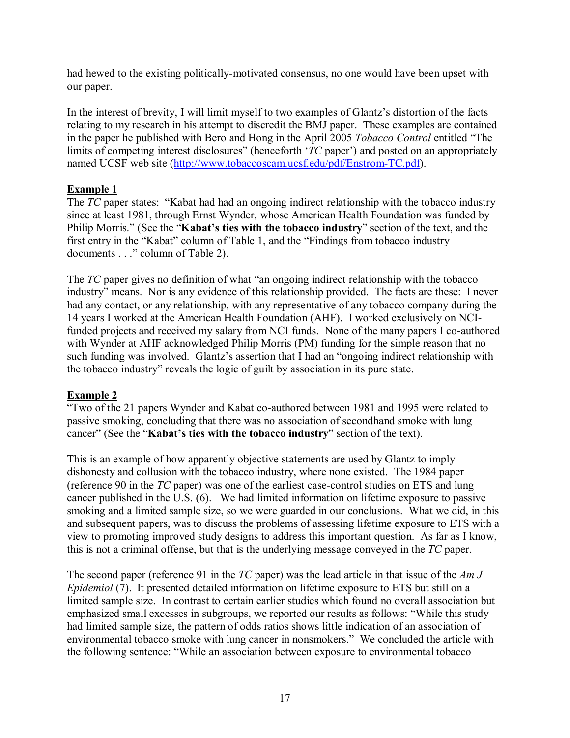had hewed to the existing politically-motivated consensus, no one would have been upset with our paper.

In the interest of brevity, I will limit myself to two examples of Glantz's distortion of the facts relating to my research in his attempt to discredit the BMJ paper. These examples are contained in the paper he published with Bero and Hong in the April 2005 *Tobacco Control* entitled "The limits of competing interest disclosures" (henceforth '*TC* paper') and posted on an appropriately named UCSF web site (http://www.tobaccoscam.ucsf.edu/pdf/Enstrom-TC.pdf).

**Example 1**

The *TC* paper states: "Kabat had had an ongoing indirect relationship with the tobacco industry since at least 1981, through Ernst Wynder, whose American Health Foundation was funded by Philip Morris." (See the "**Kabat's ties with the tobacco industry**" section of the text, and the first entry in the "Kabat" column of Table 1, and the "Findings from tobacco industry documents . . ." column of Table 2).

The *TC* paper gives no definition of what "an ongoing indirect relationship with the tobacco industry" means. Nor is any evidence of this relationship provided. The facts are these: I never had any contact, or any relationship, with any representative of any tobacco company during the 14 years I worked at the American Health Foundation (AHF). I worked exclusively on NCI-funded projects and received my salary from NCI funds. None of the many papers I co-authored with Wynder at AHF acknowledged Philip Morris (PM) funding for the simple reason that no such funding was involved. Glantz's assertion that I had an "ongoing indirect relationship with the tobacco industry" reveals the logic of guilt by association in its pure state.

**Example 2**

"Two of the 21 papers Wynder and Kabat co-authored between 1981 and 1995 were related to passive smoking, concluding that there was no association of secondhand smoke with lung cancer" (See the "**Kabat's ties with the tobacco industry**" section of the text).

This is an example of how apparently objective statements are used by Glantz to imply dishonesty and collusion with the tobacco industry, where none existed. The 1984 paper (reference 90 in the *TC* paper) was one of the earliest case-control studies on ETS and lung cancer published in the U.S. (6). We had limited information on lifetime exposure to passive smoking and a limited sample size, so we were guarded in our conclusions. What we did, in this and subsequent papers, was to discuss the problems of assessing lifetime exposure to ETS with a view to promoting improved study designs to address this important question. As far as I know, this is not a criminal offense, but that is the underlying message conveyed in the *TC* paper.

The second paper (reference 91 in the *TC* paper) was the lead article in that issue of the *Am J Epidemiol* (7). It presented detailed information on lifetime exposure to ETS but still on a limited sample size. In contrast to certain earlier studies which found no overall association but emphasized small excesses in subgroups, we reported our results as follows: "While this study had limited sample size, the pattern of odds ratios shows little indication of an association of environmental tobacco smoke with lung cancer in nonsmokers." We concluded the article with the following sentence: "While an association between exposure to environmental tobacco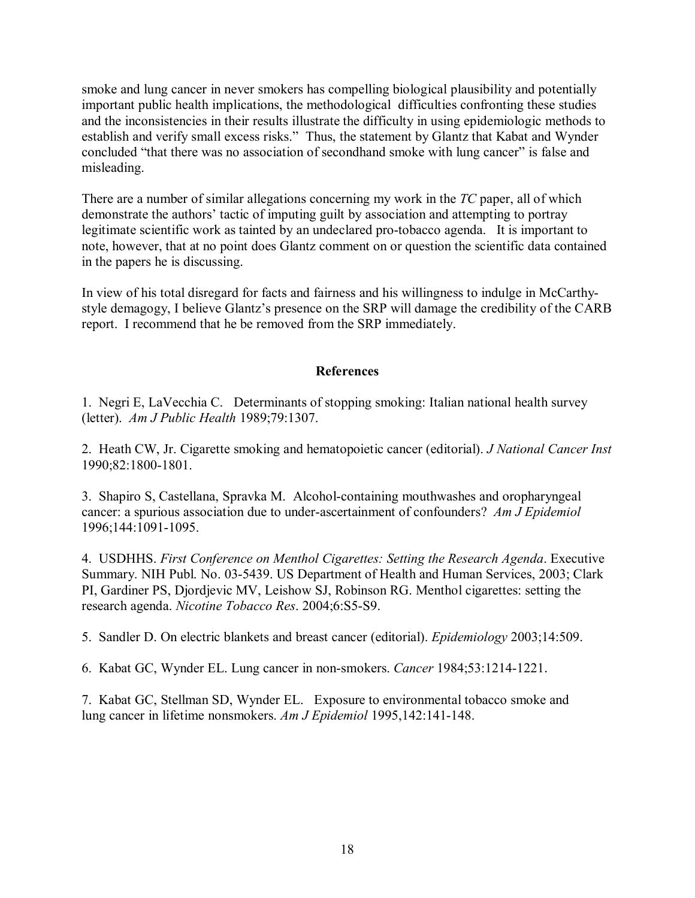smoke and lung cancer in never smokers has compelling biological plausibility and potentially important public health implications, the methodological difficulties confronting these studies and the inconsistencies in their results illustrate the difficulty in using epidemiologic methods to establish and verify small excess risks." Thus, the statement by Glantz that Kabat and Wynder concluded "that there was no association of secondhand smoke with lung cancer" is false and misleading.

There are a number of similar allegations concerning my work in the *TC* paper, all of which demonstrate the authors' tactic of imputing guilt by association and attempting to portray legitimate scientific work as tainted by an undeclared pro-tobacco agenda. It is important to note, however, that at no point does Glantz comment on or question the scientific data contained in the papers he is discussing.

In view of his total disregard for facts and fairness and his willingness to indulge in McCarthy-style demagogy, I believe Glantz's presence on the SRP will damage the credibility of the CARB report. I recommend that he be removed from the SRP immediately.

## References

1. Negri E, LaVecchia C. Determinants of stopping smoking: Italian national health survey (letter). *Am J Public Health* 1989;79:1307.

2. Heath CW, Jr. Cigarette smoking and hematopoietic cancer (editorial). *J National Cancer Inst* 1990;82:1800-1801.

3. Shapiro S, Castellana, Spravka M. Alcohol-containing mouthwashes and oropharyngeal cancer: a spurious association due to under-ascertainment of confounders? *Am J Epidemiol* 1996;144:1091-1095.

4. USDHHS. *First Conference on Menthol Cigarettes: Setting the Research Agenda*. Executive Summary. NIH Publ. No. 03-5439. US Department of Health and Human Services, 2003; Clark PI, Gardiner PS, Djordjevic MV, Leishow SJ, Robinson RG. Menthol cigarettes: setting the research agenda. *Nicotine Tobacco Res*. 2004;6:S5-S9.

5. Sandler D. On electric blankets and breast cancer (editorial). *Epidemiology* 2003;14:509.

6. Kabat GC, Wynder EL. Lung cancer in non-smokers. *Cancer* 1984;53:1214-1221.

7. Kabat GC, Stellman SD, Wynder EL. Exposure to environmental tobacco smoke and lung cancer in lifetime nonsmokers. *Am J Epidemiol* 1995,142:141-148.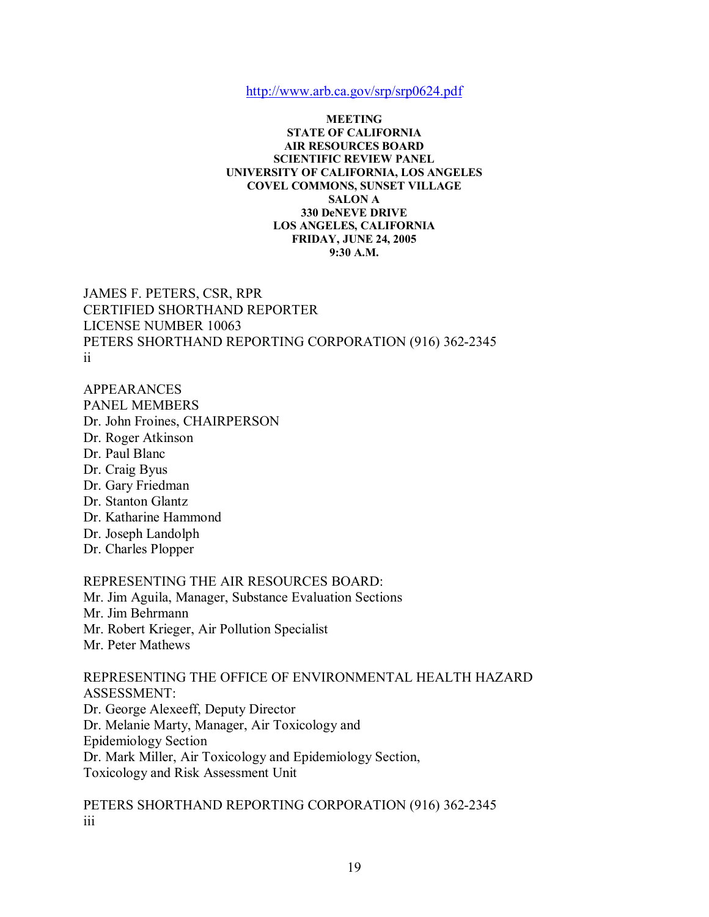http://www.arb.ca.gov/srp/srp0624.pdf

**MEETING**
**STATE OF CALIFORNIA**
**AIR RESOURCES BOARD**
**SCIENTIFIC REVIEW PANEL**
**UNIVERSITY OF CALIFORNIA, LOS ANGELES**
**COVEL COMMONS, SUNSET VILLAGE**
**SALON A**
**330 DeNEVE DRIVE**
**LOS ANGELES, CALIFORNIA**
**FRIDAY, JUNE 24, 2005**
**9:30 A.M.**

JAMES F. PETERS, CSR, RPR
CERTIFIED SHORTHAND REPORTER
LICENSE NUMBER 10063
PETERS SHORTHAND REPORTING CORPORATION (916) 362-2345
ii

APPEARANCES
PANEL MEMBERS
Dr. John Froines, CHAIRPERSON
Dr. Roger Atkinson
Dr. Paul Blanc
Dr. Craig Byus
Dr. Gary Friedman
Dr. Stanton Glantz
Dr. Katharine Hammond
Dr. Joseph Landolph
Dr. Charles Plopper

REPRESENTING THE AIR RESOURCES BOARD:
Mr. Jim Aguila, Manager, Substance Evaluation Sections
Mr. Jim Behrmann
Mr. Robert Krieger, Air Pollution Specialist
Mr. Peter Mathews

REPRESENTING THE OFFICE OF ENVIRONMENTAL HEALTH HAZARD ASSESSMENT:
Dr. George Alexeeff, Deputy Director
Dr. Melanie Marty, Manager, Air Toxicology and Epidemiology Section
Dr. Mark Miller, Air Toxicology and Epidemiology Section, Toxicology and Risk Assessment Unit

PETERS SHORTHAND REPORTING CORPORATION (916) 362-2345
iii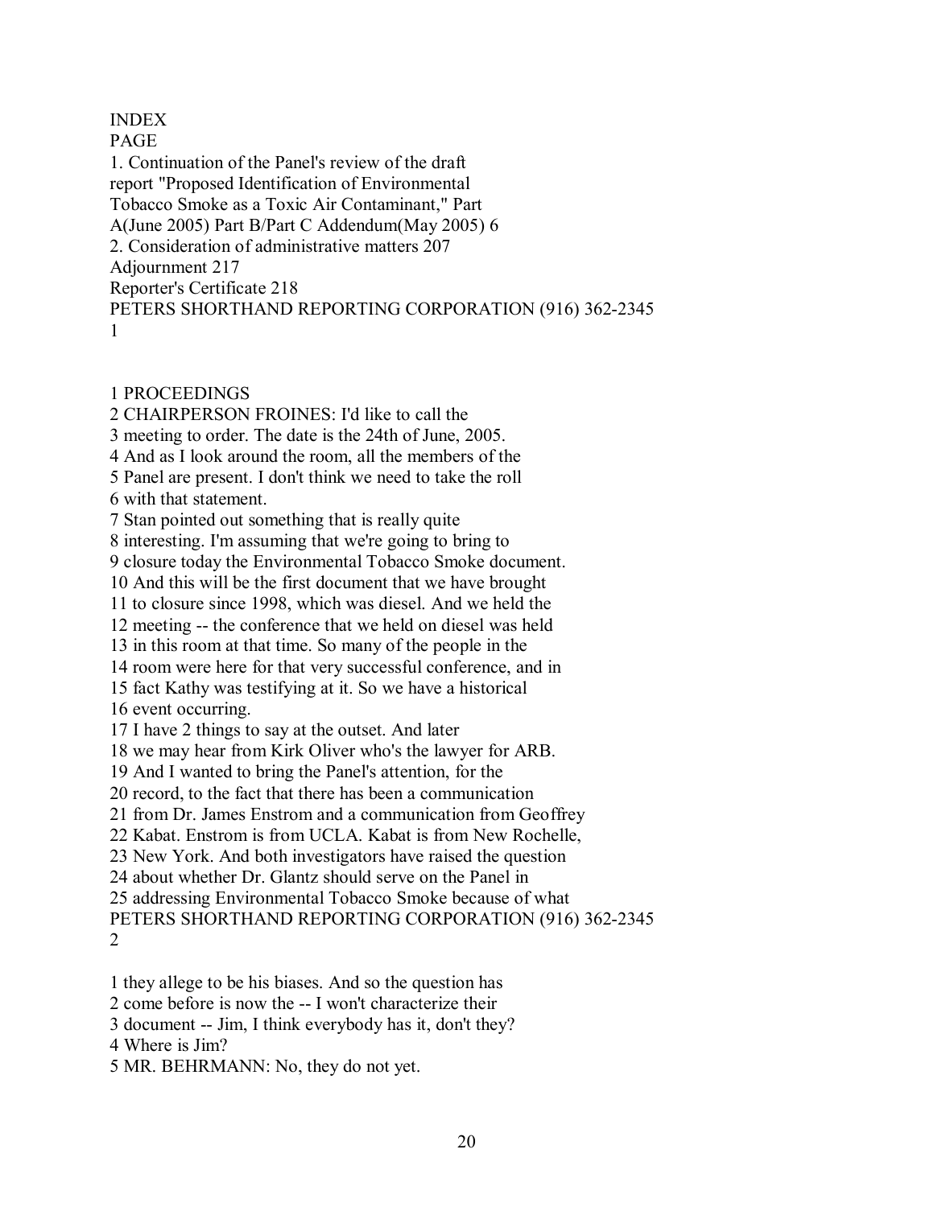INDEX

PAGE

1. Continuation of the Panel's review of the draft report "Proposed Identification of Environmental Tobacco Smoke as a Toxic Air Contaminant," Part A(June 2005) Part B/Part C Addendum(May 2005) 6
2. Consideration of administrative matters 207

Adjournment 217

Reporter's Certificate 218

PETERS SHORTHAND REPORTING CORPORATION (916) 362-2345

1

1 PROCEEDINGS
2 CHAIRPERSON FROINES: I'd like to call the
3 meeting to order. The date is the 24th of June, 2005.
4 And as I look around the room, all the members of the
5 Panel are present. I don't think we need to take the roll
6 with that statement.
7 Stan pointed out something that is really quite
8 interesting. I'm assuming that we're going to bring to
9 closure today the Environmental Tobacco Smoke document.
10 And this will be the first document that we have brought
11 to closure since 1998, which was diesel. And we held the
12 meeting -- the conference that we held on diesel was held
13 in this room at that time. So many of the people in the
14 room were here for that very successful conference, and in
15 fact Kathy was testifying at it. So we have a historical
16 event occurring.
17 I have 2 things to say at the outset. And later
18 we may hear from Kirk Oliver who's the lawyer for ARB.
19 And I wanted to bring the Panel's attention, for the
20 record, to the fact that there has been a communication
21 from Dr. James Enstrom and a communication from Geoffrey
22 Kabat. Enstrom is from UCLA. Kabat is from New Rochelle,
23 New York. And both investigators have raised the question
24 about whether Dr. Glantz should serve on the Panel in
25 addressing Environmental Tobacco Smoke because of what

PETERS SHORTHAND REPORTING CORPORATION (916) 362-2345

2

1 they allege to be his biases. And so the question has
2 come before is now the -- I won't characterize their
3 document -- Jim, I think everybody has it, don't they?
4 Where is Jim?
5 MR. BEHRMANN: No, they do not yet.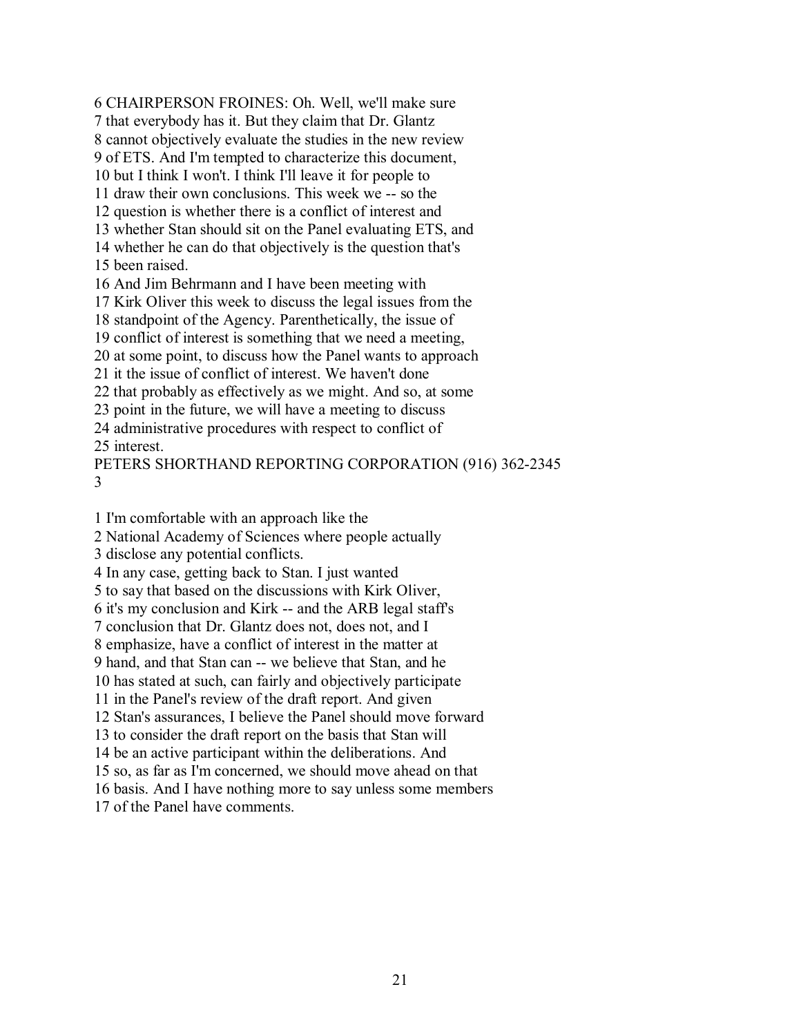6 CHAIRPERSON FROINES: Oh. Well, we'll make sure
7 that everybody has it. But they claim that Dr. Glantz
8 cannot objectively evaluate the studies in the new review
9 of ETS. And I'm tempted to characterize this document,
10 but I think I won't. I think I'll leave it for people to
11 draw their own conclusions. This week we -- so the
12 question is whether there is a conflict of interest and
13 whether Stan should sit on the Panel evaluating ETS, and
14 whether he can do that objectively is the question that's
15 been raised.
16 And Jim Behrmann and I have been meeting with
17 Kirk Oliver this week to discuss the legal issues from the
18 standpoint of the Agency. Parenthetically, the issue of
19 conflict of interest is something that we need a meeting,
20 at some point, to discuss how the Panel wants to approach
21 it the issue of conflict of interest. We haven't done
22 that probably as effectively as we might. And so, at some
23 point in the future, we will have a meeting to discuss
24 administrative procedures with respect to conflict of
25 interest.
PETERS SHORTHAND REPORTING CORPORATION (916) 362-2345
3

1 I'm comfortable with an approach like the
2 National Academy of Sciences where people actually
3 disclose any potential conflicts.
4 In any case, getting back to Stan. I just wanted
5 to say that based on the discussions with Kirk Oliver,
6 it's my conclusion and Kirk -- and the ARB legal staff's
7 conclusion that Dr. Glantz does not, does not, and I
8 emphasize, have a conflict of interest in the matter at
9 hand, and that Stan can -- we believe that Stan, and he
10 has stated at such, can fairly and objectively participate
11 in the Panel's review of the draft report. And given
12 Stan's assurances, I believe the Panel should move forward
13 to consider the draft report on the basis that Stan will
14 be an active participant within the deliberations. And
15 so, as far as I'm concerned, we should move ahead on that
16 basis. And I have nothing more to say unless some members
17 of the Panel have comments.